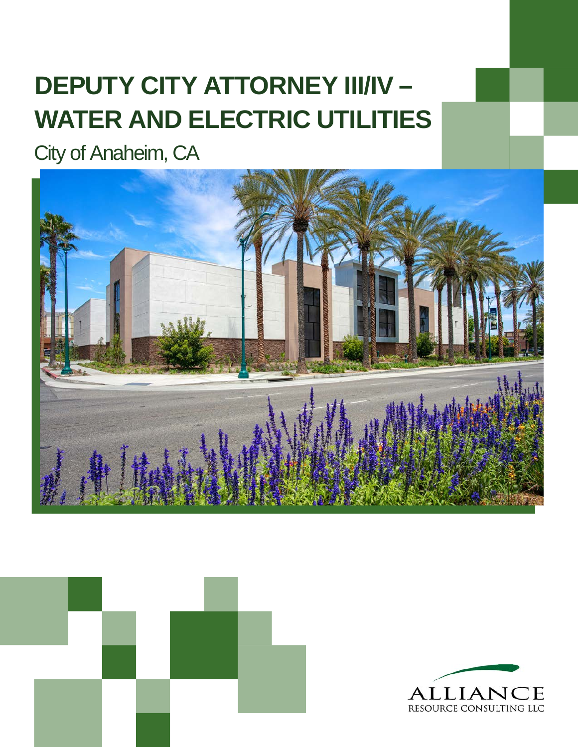# DEPUTY CITY ATTORNEY III/IV – WATER AND ELECTRIC UTILITIES

City of Anaheim, CA

ALLIANCE
RESOURCE CONSULTING LLC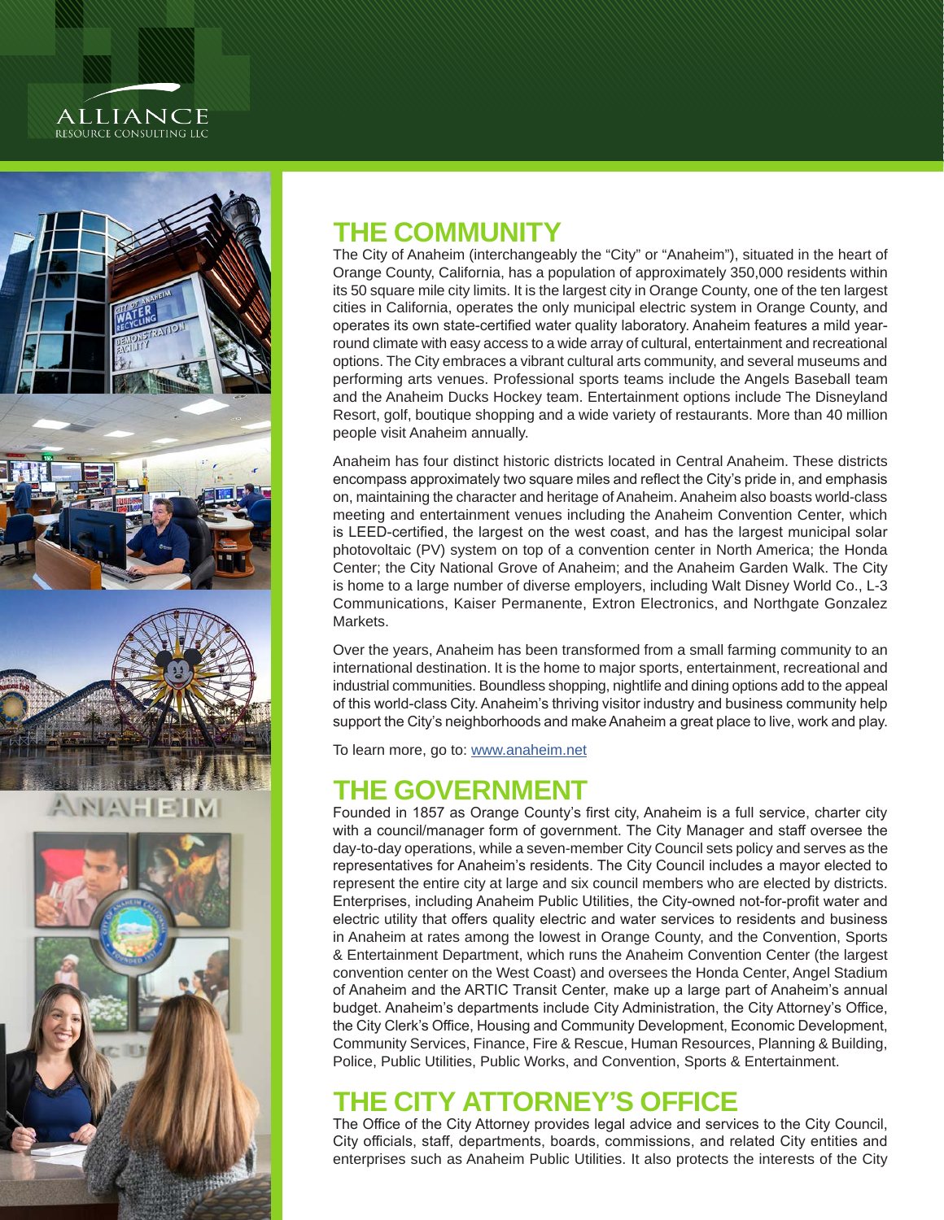## THE COMMUNITY

The City of Anaheim (interchangeably the "City" or "Anaheim"), situated in the heart of Orange County, California, has a population of approximately 350,000 residents within its 50 square mile city limits. It is the largest city in Orange County, one of the ten largest cities in California, operates the only municipal electric system in Orange County, and operates its own state-certified water quality laboratory. Anaheim features a mild year-round climate with easy access to a wide array of cultural, entertainment and recreational options. The City embraces a vibrant cultural arts community, and several museums and performing arts venues. Professional sports teams include the Angels Baseball team and the Anaheim Ducks Hockey team. Entertainment options include The Disneyland Resort, golf, boutique shopping and a wide variety of restaurants. More than 40 million people visit Anaheim annually.

Anaheim has four distinct historic districts located in Central Anaheim. These districts encompass approximately two square miles and reflect the City's pride in, and emphasis on, maintaining the character and heritage of Anaheim. Anaheim also boasts world-class meeting and entertainment venues including the Anaheim Convention Center, which is LEED-certified, the largest on the west coast, and has the largest municipal solar photovoltaic (PV) system on top of a convention center in North America; the Honda Center; the City National Grove of Anaheim; and the Anaheim Garden Walk. The City is home to a large number of diverse employers, including Walt Disney World Co., L-3 Communications, Kaiser Permanente, Extron Electronics, and Northgate Gonzalez Markets.

Over the years, Anaheim has been transformed from a small farming community to an international destination. It is the home to major sports, entertainment, recreational and industrial communities. Boundless shopping, nightlife and dining options add to the appeal of this world-class City. Anaheim's thriving visitor industry and business community help support the City's neighborhoods and make Anaheim a great place to live, work and play.

To learn more, go to: www.anaheim.net

## THE GOVERNMENT

Founded in 1857 as Orange County's first city, Anaheim is a full service, charter city with a council/manager form of government. The City Manager and staff oversee the day-to-day operations, while a seven-member City Council sets policy and serves as the representatives for Anaheim's residents. The City Council includes a mayor elected to represent the entire city at large and six council members who are elected by districts. Enterprises, including Anaheim Public Utilities, the City-owned not-for-profit water and electric utility that offers quality electric and water services to residents and business in Anaheim at rates among the lowest in Orange County, and the Convention, Sports & Entertainment Department, which runs the Anaheim Convention Center (the largest convention center on the West Coast) and oversees the Honda Center, Angel Stadium of Anaheim and the ARTIC Transit Center, make up a large part of Anaheim's annual budget. Anaheim's departments include City Administration, the City Attorney's Office, the City Clerk's Office, Housing and Community Development, Economic Development, Community Services, Finance, Fire & Rescue, Human Resources, Planning & Building, Police, Public Utilities, Public Works, and Convention, Sports & Entertainment.

## THE CITY ATTORNEY'S OFFICE

The Office of the City Attorney provides legal advice and services to the City Council, City officials, staff, departments, boards, commissions, and related City entities and enterprises such as Anaheim Public Utilities. It also protects the interests of the City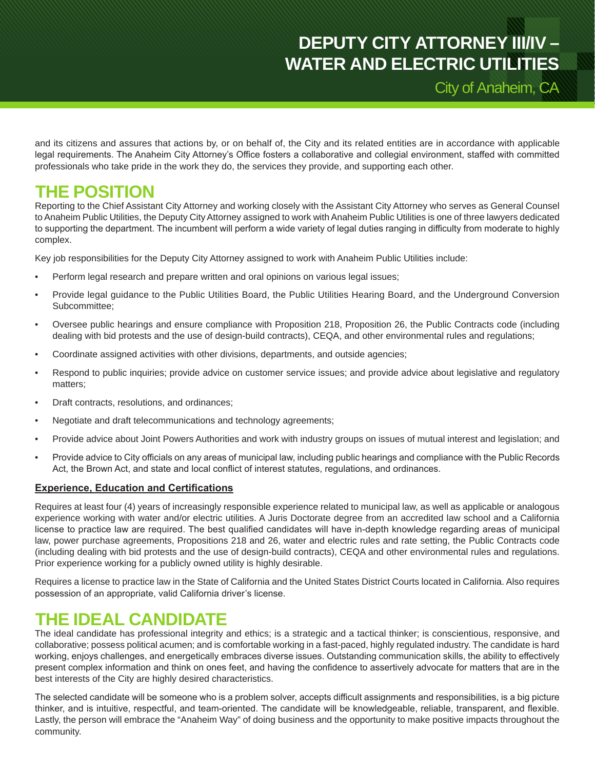and its citizens and assures that actions by, or on behalf of, the City and its related entities are in accordance with applicable legal requirements. The Anaheim City Attorney's Office fosters a collaborative and collegial environment, staffed with committed professionals who take pride in the work they do, the services they provide, and supporting each other.

## THE POSITION

Reporting to the Chief Assistant City Attorney and working closely with the Assistant City Attorney who serves as General Counsel to Anaheim Public Utilities, the Deputy City Attorney assigned to work with Anaheim Public Utilities is one of three lawyers dedicated to supporting the department. The incumbent will perform a wide variety of legal duties ranging in difficulty from moderate to highly complex.

Key job responsibilities for the Deputy City Attorney assigned to work with Anaheim Public Utilities include:

- Perform legal research and prepare written and oral opinions on various legal issues;
- Provide legal guidance to the Public Utilities Board, the Public Utilities Hearing Board, and the Underground Conversion Subcommittee;
- Oversee public hearings and ensure compliance with Proposition 218, Proposition 26, the Public Contracts code (including dealing with bid protests and the use of design-build contracts), CEQA, and other environmental rules and regulations;
- Coordinate assigned activities with other divisions, departments, and outside agencies;
- Respond to public inquiries; provide advice on customer service issues; and provide advice about legislative and regulatory matters;
- Draft contracts, resolutions, and ordinances;
- Negotiate and draft telecommunications and technology agreements;
- Provide advice about Joint Powers Authorities and work with industry groups on issues of mutual interest and legislation; and
- Provide advice to City officials on any areas of municipal law, including public hearings and compliance with the Public Records Act, the Brown Act, and state and local conflict of interest statutes, regulations, and ordinances.

### Experience, Education and Certifications

Requires at least four (4) years of increasingly responsible experience related to municipal law, as well as applicable or analogous experience working with water and/or electric utilities. A Juris Doctorate degree from an accredited law school and a California license to practice law are required. The best qualified candidates will have in-depth knowledge regarding areas of municipal law, power purchase agreements, Propositions 218 and 26, water and electric rules and rate setting, the Public Contracts code (including dealing with bid protests and the use of design-build contracts), CEQA and other environmental rules and regulations. Prior experience working for a publicly owned utility is highly desirable.

Requires a license to practice law in the State of California and the United States District Courts located in California. Also requires possession of an appropriate, valid California driver's license.

## THE IDEAL CANDIDATE

The ideal candidate has professional integrity and ethics; is a strategic and a tactical thinker; is conscientious, responsive, and collaborative; possess political acumen; and is comfortable working in a fast-paced, highly regulated industry. The candidate is hard working, enjoys challenges, and energetically embraces diverse issues. Outstanding communication skills, the ability to effectively present complex information and think on ones feet, and having the confidence to assertively advocate for matters that are in the best interests of the City are highly desired characteristics.

The selected candidate will be someone who is a problem solver, accepts difficult assignments and responsibilities, is a big picture thinker, and is intuitive, respectful, and team-oriented. The candidate will be knowledgeable, reliable, transparent, and flexible. Lastly, the person will embrace the "Anaheim Way" of doing business and the opportunity to make positive impacts throughout the community.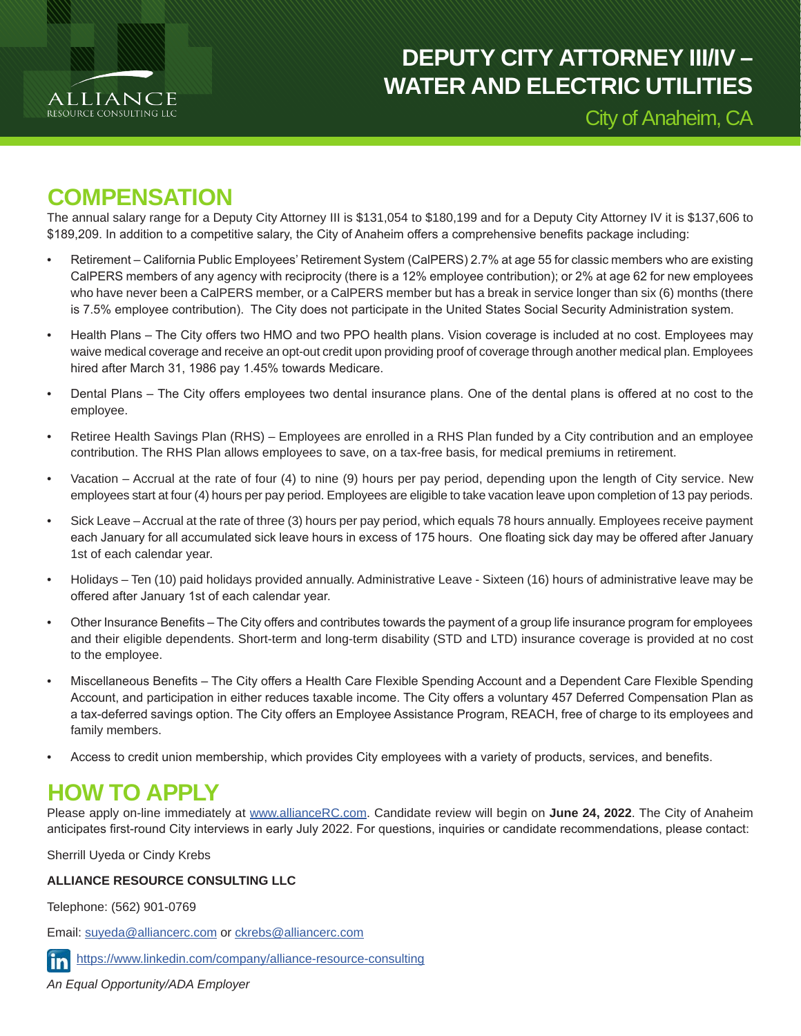# DEPUTY CITY ATTORNEY III/IV – WATER AND ELECTRIC UTILITIES

City of Anaheim, CA

## COMPENSATION

The annual salary range for a Deputy City Attorney III is $131,054 to $180,199 and for a Deputy City Attorney IV it is $137,606 to $189,209. In addition to a competitive salary, the City of Anaheim offers a comprehensive benefits package including:

- Retirement – California Public Employees' Retirement System (CalPERS) 2.7% at age 55 for classic members who are existing CalPERS members of any agency with reciprocity (there is a 12% employee contribution); or 2% at age 62 for new employees who have never been a CalPERS member, or a CalPERS member but has a break in service longer than six (6) months (there is 7.5% employee contribution). The City does not participate in the United States Social Security Administration system.
- Health Plans – The City offers two HMO and two PPO health plans. Vision coverage is included at no cost. Employees may waive medical coverage and receive an opt-out credit upon providing proof of coverage through another medical plan. Employees hired after March 31, 1986 pay 1.45% towards Medicare.
- Dental Plans – The City offers employees two dental insurance plans. One of the dental plans is offered at no cost to the employee.
- Retiree Health Savings Plan (RHS) – Employees are enrolled in a RHS Plan funded by a City contribution and an employee contribution. The RHS Plan allows employees to save, on a tax-free basis, for medical premiums in retirement.
- Vacation – Accrual at the rate of four (4) to nine (9) hours per pay period, depending upon the length of City service. New employees start at four (4) hours per pay period. Employees are eligible to take vacation leave upon completion of 13 pay periods.
- Sick Leave – Accrual at the rate of three (3) hours per pay period, which equals 78 hours annually. Employees receive payment each January for all accumulated sick leave hours in excess of 175 hours. One floating sick day may be offered after January 1st of each calendar year.
- Holidays – Ten (10) paid holidays provided annually. Administrative Leave - Sixteen (16) hours of administrative leave may be offered after January 1st of each calendar year.
- Other Insurance Benefits – The City offers and contributes towards the payment of a group life insurance program for employees and their eligible dependents. Short-term and long-term disability (STD and LTD) insurance coverage is provided at no cost to the employee.
- Miscellaneous Benefits – The City offers a Health Care Flexible Spending Account and a Dependent Care Flexible Spending Account, and participation in either reduces taxable income. The City offers a voluntary 457 Deferred Compensation Plan as a tax-deferred savings option. The City offers an Employee Assistance Program, REACH, free of charge to its employees and family members.
- Access to credit union membership, which provides City employees with a variety of products, services, and benefits.

## HOW TO APPLY

Please apply on-line immediately at [www.allianceRC.com](http://www.allianceRC.com). Candidate review will begin on **June 24, 2022**. The City of Anaheim anticipates first-round City interviews in early July 2022. For questions, inquiries or candidate recommendations, please contact:

Sherrill Uyeda or Cindy Krebs

**ALLIANCE RESOURCE CONSULTING LLC**

Telephone: (562) 901-0769

Email: suyeda@alliancerc.com or ckrebs@alliancerc.com

https://www.linkedin.com/company/alliance-resource-consulting

*An Equal Opportunity/ADA Employer*